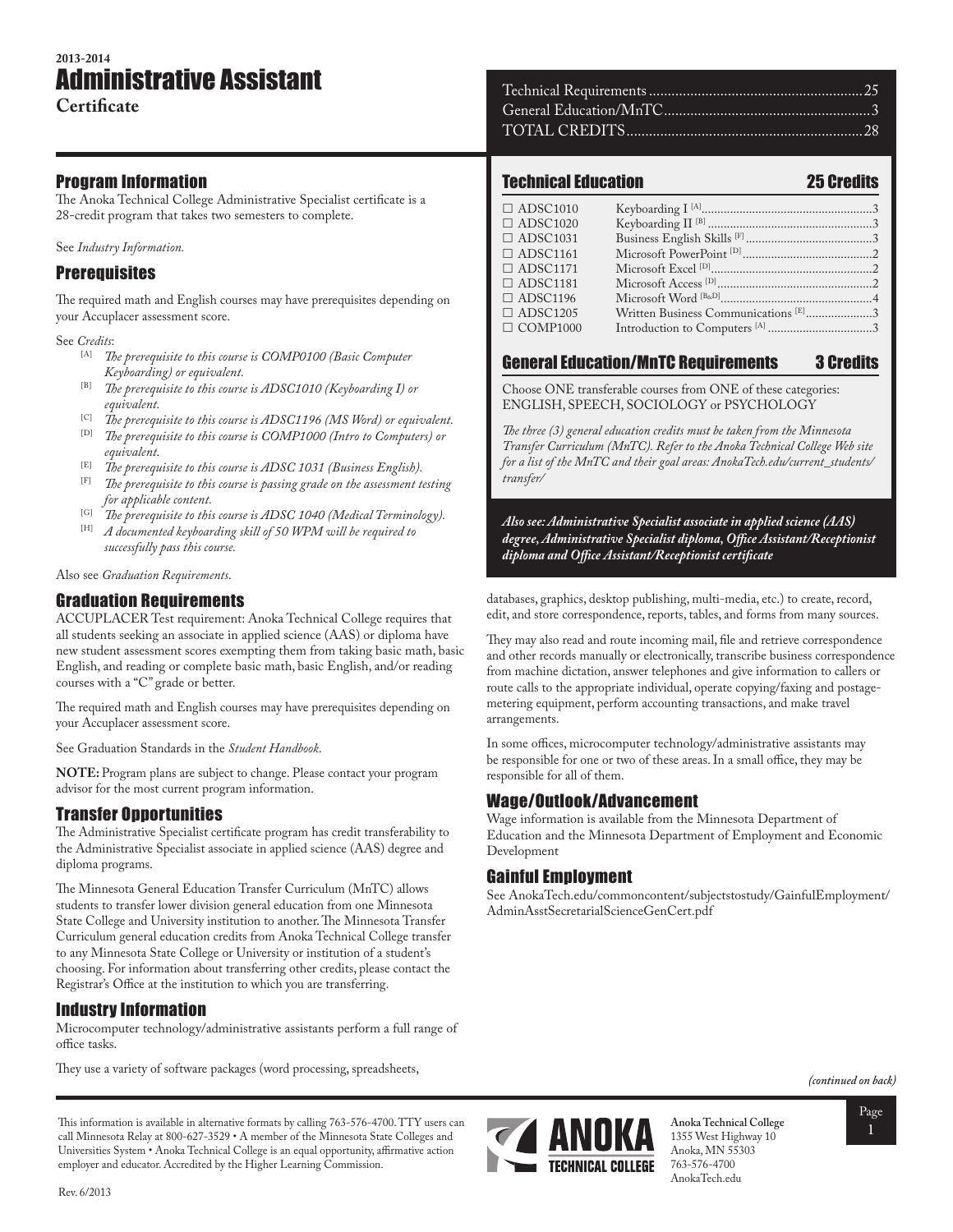2013-2014

# Administrative Assistant

**Certificate**

| | |
|---|---|
| Technical Requirements | 25 |
| General Education/MnTC | 3 |
| TOTAL CREDITS | 28 |

## Program Information

The Anoka Technical College Administrative Specialist certificate is a 28-credit program that takes two semesters to complete.

See *Industry Information.*

## Prerequisites

The required math and English courses may have prerequisites depending on your Accuplacer assessment score.

See *Credits*:

- [A] *The prerequisite to this course is COMP0100 (Basic Computer Keyboarding) or equivalent.*
- [B] *The prerequisite to this course is ADSC1010 (Keyboarding I) or equivalent.*
- [C] *The prerequisite to this course is ADSC1196 (MS Word) or equivalent.*
- [D] *The prerequisite to this course is COMP1000 (Intro to Computers) or equivalent.*
- [E] *The prerequisite to this course is ADSC 1031 (Business English).*
- [F] *The prerequisite to this course is passing grade on the assessment testing for applicable content.*
- [G] *The prerequisite to this course is ADSC 1040 (Medical Terminology).*
- [H] *A documented keyboarding skill of 50 WPM will be required to successfully pass this course.*

Also see *Graduation Requirements*.

## Graduation Requirements

ACCUPLACER Test requirement: Anoka Technical College requires that all students seeking an associate in applied science (AAS) or diploma have new student assessment scores exempting them from taking basic math, basic English, and reading or complete basic math, basic English, and/or reading courses with a "C" grade or better.

The required math and English courses may have prerequisites depending on your Accuplacer assessment score.

See Graduation Standards in the *Student Handbook*.

**NOTE:** Program plans are subject to change. Please contact your program advisor for the most current program information.

## Transfer Opportunities

The Administrative Specialist certificate program has credit transferability to the Administrative Specialist associate in applied science (AAS) degree and diploma programs.

The Minnesota General Education Transfer Curriculum (MnTC) allows students to transfer lower division general education from one Minnesota State College and University institution to another. The Minnesota Transfer Curriculum general education credits from Anoka Technical College transfer to any Minnesota State College or University or institution of a student's choosing. For information about transferring other credits, please contact the Registrar's Office at the institution to which you are transferring.

## Industry Information

Microcomputer technology/administrative assistants perform a full range of office tasks.

They use a variety of software packages (word processing, spreadsheets, databases, graphics, desktop publishing, multi-media, etc.) to create, record, edit, and store correspondence, reports, tables, and forms from many sources.

They may also read and route incoming mail, file and retrieve correspondence and other records manually or electronically, transcribe business correspondence from machine dictation, answer telephones and give information to callers or route calls to the appropriate individual, operate copying/faxing and postage-metering equipment, perform accounting transactions, and make travel arrangements.

In some offices, microcomputer technology/administrative assistants may be responsible for one or two of these areas. In a small office, they may be responsible for all of them.

## Technical Education — 25 Credits

| Course | Title | Credits |
|---|---|---|
| ☐ ADSC1010 | Keyboarding I [A] | 3 |
| ☐ ADSC1020 | Keyboarding II [B] | 3 |
| ☐ ADSC1031 | Business English Skills [F] | 3 |
| ☐ ADSC1161 | Microsoft PowerPoint [D] | 2 |
| ☐ ADSC1171 | Microsoft Excel [D] | 2 |
| ☐ ADSC1181 | Microsoft Access [D] | 2 |
| ☐ ADSC1196 | Microsoft Word [B&D] | 4 |
| ☐ ADSC1205 | Written Business Communications [E] | 3 |
| ☐ COMP1000 | Introduction to Computers [A] | 3 |

## General Education/MnTC Requirements — 3 Credits

Choose ONE transferable courses from ONE of these categories: ENGLISH, SPEECH, SOCIOLOGY or PSYCHOLOGY

*The three (3) general education credits must be taken from the Minnesota Transfer Curriculum (MnTC). Refer to the Anoka Technical College Web site for a list of the MnTC and their goal areas: AnokaTech.edu/current_students/transfer/*

***Also see: Administrative Specialist associate in applied science (AAS) degree, Administrative Specialist diploma, Office Assistant/Receptionist diploma and Office Assistant/Receptionist certificate***

## Wage/Outlook/Advancement

Wage information is available from the Minnesota Department of Education and the Minnesota Department of Employment and Economic Development

## Gainful Employment

See AnokaTech.edu/commoncontent/subjectstostudy/GainfulEmployment/AdminAsstSecretarialScienceGenCert.pdf

*(continued on back)*

This information is available in alternative formats by calling 763-576-4700. TTY users can call Minnesota Relay at 800-627-3529 • A member of the Minnesota State Colleges and Universities System • Anoka Technical College is an equal opportunity, affirmative action employer and educator. Accredited by the Higher Learning Commission.

**Anoka Technical College**
1355 West Highway 10
Anoka, MN 55303
763-576-4700
AnokaTech.edu

Rev. 6/2013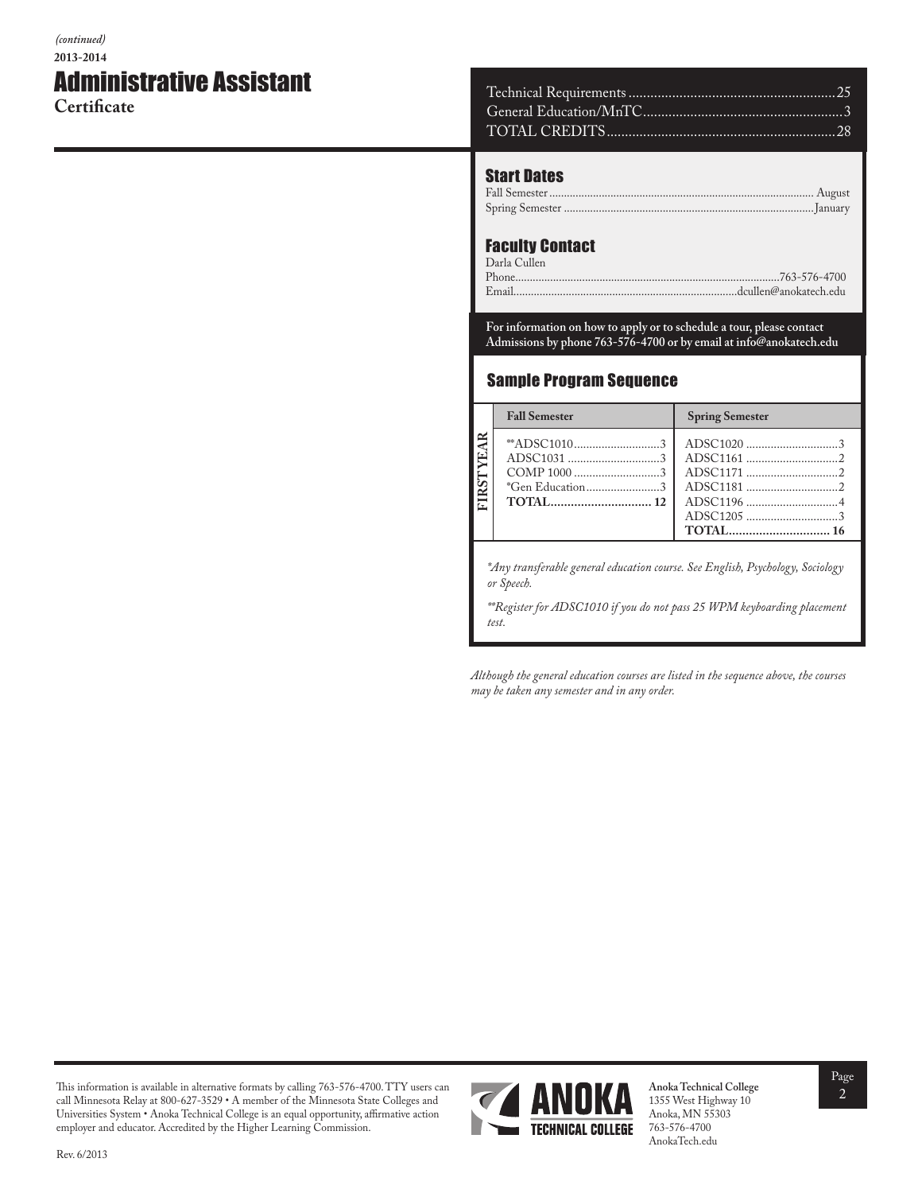*(continued)*

**2013-2014**

# Administrative Assistant

**Certificate**

| | |
|---|---|
| Technical Requirements | 25 |
| General Education/MnTC | 3 |
| TOTAL CREDITS | 28 |

## Start Dates

| | |
|---|---|
| Fall Semester | August |
| Spring Semester | January |

## Faculty Contact

Darla Cullen

Phone...763-576-4700

Email...dcullen@anokatech.edu

**For information on how to apply or to schedule a tour, please contact Admissions by phone 763-576-4700 or by email at info@anokatech.edu**

## Sample Program Sequence

| | Fall Semester | | Spring Semester | |
|---|---|---|---|---|
| FIRST YEAR | **ADSC1010 | 3 | ADSC1020 | 3 |
| | ADSC1031 | 3 | ADSC1161 | 2 |
| | COMP 1000 | 3 | ADSC1171 | 2 |
| | *Gen Education | 3 | ADSC1181 | 2 |
| | **TOTAL** | **12** | ADSC1196 | 4 |
| | | | ADSC1205 | 3 |
| | | | **TOTAL** | **16** |

*\*Any transferable general education course. See English, Psychology, Sociology or Speech.*

*\*\*Register for ADSC1010 if you do not pass 25 WPM keyboarding placement test.*

*Although the general education courses are listed in the sequence above, the courses may be taken any semester and in any order.*

This information is available in alternative formats by calling 763-576-4700. TTY users can call Minnesota Relay at 800-627-3529 • A member of the Minnesota State Colleges and Universities System • Anoka Technical College is an equal opportunity, affirmative action employer and educator. Accredited by the Higher Learning Commission.

**Anoka Technical College**
1355 West Highway 10
Anoka, MN 55303
763-576-4700
AnokaTech.edu

Rev. 6/2013